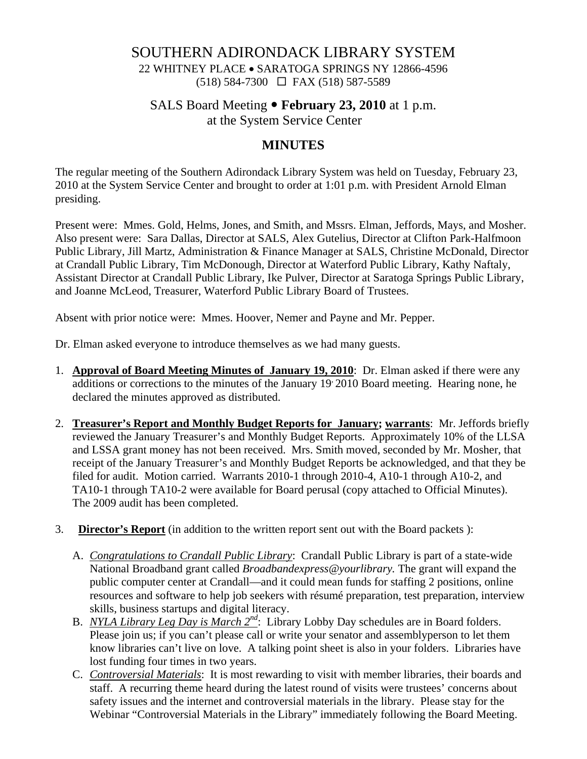# SOUTHERN ADIRONDACK LIBRARY SYSTEM

22 WHITNEY PLACE • SARATOGA SPRINGS NY 12866-4596
(518) 584-7300 ☐ FAX (518) 587-5589

## SALS Board Meeting • **February 23, 2010** at 1 p.m.
## at the System Service Center

## MINUTES

The regular meeting of the Southern Adirondack Library System was held on Tuesday, February 23, 2010 at the System Service Center and brought to order at 1:01 p.m. with President Arnold Elman presiding.

Present were: Mmes. Gold, Helms, Jones, and Smith, and Mssrs. Elman, Jeffords, Mays, and Mosher. Also present were: Sara Dallas, Director at SALS, Alex Gutelius, Director at Clifton Park-Halfmoon Public Library, Jill Martz, Administration & Finance Manager at SALS, Christine McDonald, Director at Crandall Public Library, Tim McDonough, Director at Waterford Public Library, Kathy Naftaly, Assistant Director at Crandall Public Library, Ike Pulver, Director at Saratoga Springs Public Library, and Joanne McLeod, Treasurer, Waterford Public Library Board of Trustees.

Absent with prior notice were: Mmes. Hoover, Nemer and Payne and Mr. Pepper.

Dr. Elman asked everyone to introduce themselves as we had many guests.

1. **Approval of Board Meeting Minutes of January 19, 2010**: Dr. Elman asked if there were any additions or corrections to the minutes of the January 19, 2010 Board meeting. Hearing none, he declared the minutes approved as distributed.

2. **Treasurer's Report and Monthly Budget Reports for January; warrants**: Mr. Jeffords briefly reviewed the January Treasurer's and Monthly Budget Reports. Approximately 10% of the LLSA and LSSA grant money has not been received. Mrs. Smith moved, seconded by Mr. Mosher, that receipt of the January Treasurer's and Monthly Budget Reports be acknowledged, and that they be filed for audit. Motion carried. Warrants 2010-1 through 2010-4, A10-1 through A10-2, and TA10-1 through TA10-2 were available for Board perusal (copy attached to Official Minutes). The 2009 audit has been completed.

3. **Director's Report** (in addition to the written report sent out with the Board packets ):

   A. *Congratulations to Crandall Public Library*: Crandall Public Library is part of a state-wide National Broadband grant called *Broadbandexpress@yourlibrary.* The grant will expand the public computer center at Crandall—and it could mean funds for staffing 2 positions, online resources and software to help job seekers with résumé preparation, test preparation, interview skills, business startups and digital literacy.
   B. *NYLA Library Leg Day is March 2nd*: Library Lobby Day schedules are in Board folders. Please join us; if you can't please call or write your senator and assemblyperson to let them know libraries can't live on love. A talking point sheet is also in your folders. Libraries have lost funding four times in two years.
   C. *Controversial Materials*: It is most rewarding to visit with member libraries, their boards and staff. A recurring theme heard during the latest round of visits were trustees' concerns about safety issues and the internet and controversial materials in the library. Please stay for the Webinar "Controversial Materials in the Library" immediately following the Board Meeting.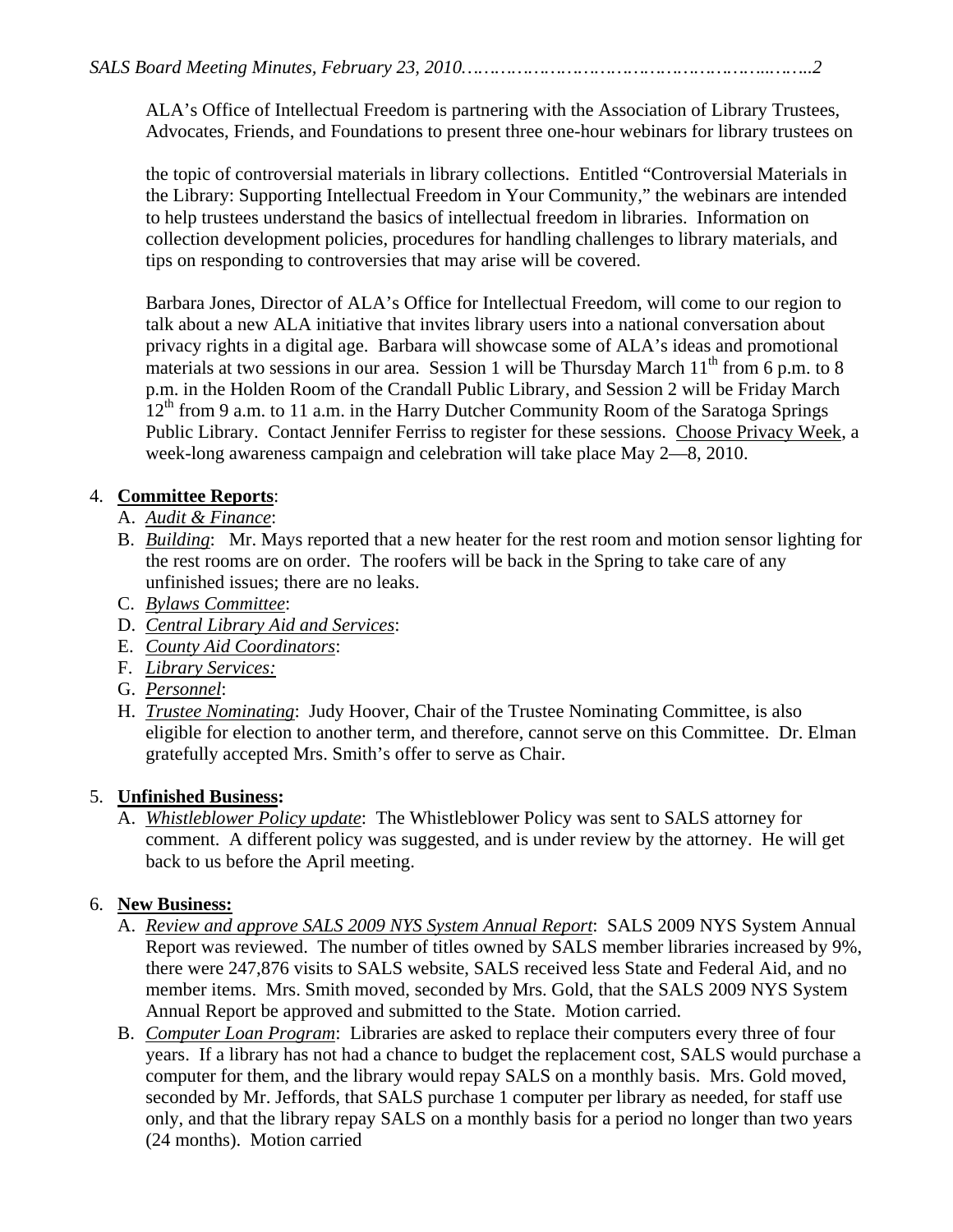ALA's Office of Intellectual Freedom is partnering with the Association of Library Trustees, Advocates, Friends, and Foundations to present three one-hour webinars for library trustees on

the topic of controversial materials in library collections. Entitled "Controversial Materials in the Library: Supporting Intellectual Freedom in Your Community," the webinars are intended to help trustees understand the basics of intellectual freedom in libraries. Information on collection development policies, procedures for handling challenges to library materials, and tips on responding to controversies that may arise will be covered.

Barbara Jones, Director of ALA's Office for Intellectual Freedom, will come to our region to talk about a new ALA initiative that invites library users into a national conversation about privacy rights in a digital age. Barbara will showcase some of ALA's ideas and promotional materials at two sessions in our area. Session 1 will be Thursday March 11th from 6 p.m. to 8 p.m. in the Holden Room of the Crandall Public Library, and Session 2 will be Friday March 12th from 9 a.m. to 11 a.m. in the Harry Dutcher Community Room of the Saratoga Springs Public Library. Contact Jennifer Ferriss to register for these sessions. Choose Privacy Week, a week-long awareness campaign and celebration will take place May 2—8, 2010.

4. **Committee Reports**:
   - A. *Audit & Finance*:
   - B. *Building*: Mr. Mays reported that a new heater for the rest room and motion sensor lighting for the rest rooms are on order. The roofers will be back in the Spring to take care of any unfinished issues; there are no leaks.
   - C. *Bylaws Committee*:
   - D. *Central Library Aid and Services*:
   - E. *County Aid Coordinators*:
   - F. *Library Services:*
   - G. *Personnel*:
   - H. *Trustee Nominating*: Judy Hoover, Chair of the Trustee Nominating Committee, is also eligible for election to another term, and therefore, cannot serve on this Committee. Dr. Elman gratefully accepted Mrs. Smith's offer to serve as Chair.

5. **Unfinished Business:**
   - A. *Whistleblower Policy update*: The Whistleblower Policy was sent to SALS attorney for comment. A different policy was suggested, and is under review by the attorney. He will get back to us before the April meeting.

6. **New Business:**
   - A. *Review and approve SALS 2009 NYS System Annual Report*: SALS 2009 NYS System Annual Report was reviewed. The number of titles owned by SALS member libraries increased by 9%, there were 247,876 visits to SALS website, SALS received less State and Federal Aid, and no member items. Mrs. Smith moved, seconded by Mrs. Gold, that the SALS 2009 NYS System Annual Report be approved and submitted to the State. Motion carried.
   - B. *Computer Loan Program*: Libraries are asked to replace their computers every three of four years. If a library has not had a chance to budget the replacement cost, SALS would purchase a computer for them, and the library would repay SALS on a monthly basis. Mrs. Gold moved, seconded by Mr. Jeffords, that SALS purchase 1 computer per library as needed, for staff use only, and that the library repay SALS on a monthly basis for a period no longer than two years (24 months). Motion carried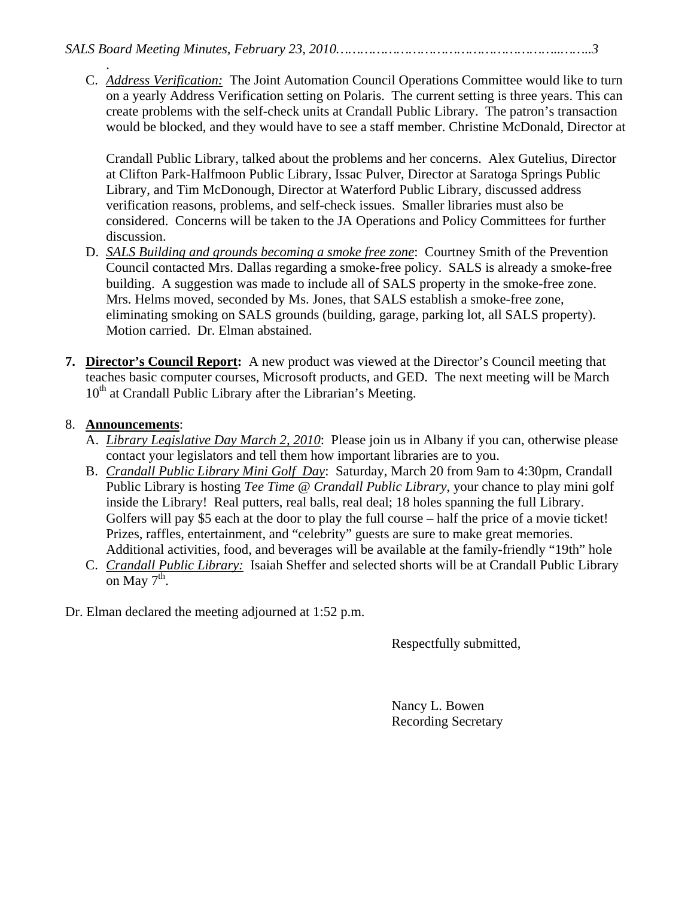.

C. *Address Verification:* The Joint Automation Council Operations Committee would like to turn on a yearly Address Verification setting on Polaris. The current setting is three years. This can create problems with the self-check units at Crandall Public Library. The patron's transaction would be blocked, and they would have to see a staff member. Christine McDonald, Director at

   Crandall Public Library, talked about the problems and her concerns. Alex Gutelius, Director at Clifton Park-Halfmoon Public Library, Issac Pulver, Director at Saratoga Springs Public Library, and Tim McDonough, Director at Waterford Public Library, discussed address verification reasons, problems, and self-check issues. Smaller libraries must also be considered. Concerns will be taken to the JA Operations and Policy Committees for further discussion.

D. *SALS Building and grounds becoming a smoke free zone*: Courtney Smith of the Prevention Council contacted Mrs. Dallas regarding a smoke-free policy. SALS is already a smoke-free building. A suggestion was made to include all of SALS property in the smoke-free zone. Mrs. Helms moved, seconded by Ms. Jones, that SALS establish a smoke-free zone, eliminating smoking on SALS grounds (building, garage, parking lot, all SALS property). Motion carried. Dr. Elman abstained.

7. **Director's Council Report:** A new product was viewed at the Director's Council meeting that teaches basic computer courses, Microsoft products, and GED. The next meeting will be March 10th at Crandall Public Library after the Librarian's Meeting.

8. **Announcements**:

A. *Library Legislative Day March 2, 2010*: Please join us in Albany if you can, otherwise please contact your legislators and tell them how important libraries are to you.

B. *Crandall Public Library Mini Golf Day*: Saturday, March 20 from 9am to 4:30pm, Crandall Public Library is hosting *Tee Time @ Crandall Public Library*, your chance to play mini golf inside the Library! Real putters, real balls, real deal; 18 holes spanning the full Library. Golfers will pay $5 each at the door to play the full course – half the price of a movie ticket! Prizes, raffles, entertainment, and "celebrity" guests are sure to make great memories. Additional activities, food, and beverages will be available at the family-friendly "19th" hole

C. *Crandall Public Library:* Isaiah Sheffer and selected shorts will be at Crandall Public Library on May 7th.

Dr. Elman declared the meeting adjourned at 1:52 p.m.

Respectfully submitted,

Nancy L. Bowen
Recording Secretary